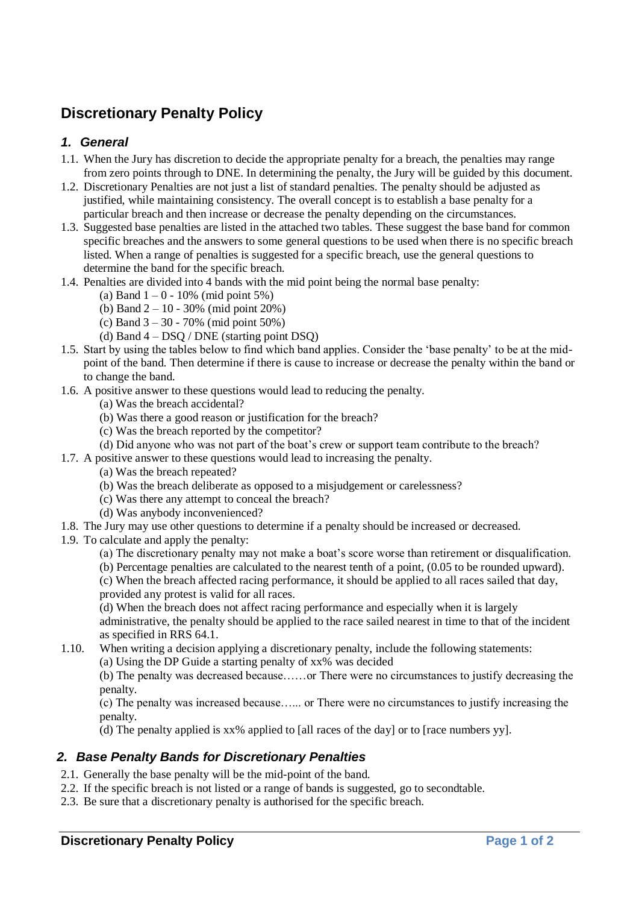# Discretionary Penalty Policy

## 1. General

1.1. When the Jury has discretion to decide the appropriate penalty for a breach, the penalties may range from zero points through to DNE. In determining the penalty, the Jury will be guided by this document.

1.2. Discretionary Penalties are not just a list of standard penalties. The penalty should be adjusted as justified, while maintaining consistency. The overall concept is to establish a base penalty for a particular breach and then increase or decrease the penalty depending on the circumstances.

1.3. Suggested base penalties are listed in the attached two tables. These suggest the base band for common specific breaches and the answers to some general questions to be used when there is no specific breach listed. When a range of penalties is suggested for a specific breach, use the general questions to determine the band for the specific breach.

1.4. Penalties are divided into 4 bands with the mid point being the normal base penalty:

- (a) Band 1 – 0 - 10% (mid point 5%)
- (b) Band 2 – 10 - 30% (mid point 20%)
- (c) Band 3 – 30 - 70% (mid point 50%)
- (d) Band 4 – DSQ / DNE (starting point DSQ)

1.5. Start by using the tables below to find which band applies. Consider the 'base penalty' to be at the mid-point of the band. Then determine if there is cause to increase or decrease the penalty within the band or to change the band.

1.6. A positive answer to these questions would lead to reducing the penalty.

- (a) Was the breach accidental?
- (b) Was there a good reason or justification for the breach?
- (c) Was the breach reported by the competitor?
- (d) Did anyone who was not part of the boat's crew or support team contribute to the breach?

1.7. A positive answer to these questions would lead to increasing the penalty.

- (a) Was the breach repeated?
- (b) Was the breach deliberate as opposed to a misjudgement or carelessness?
- (c) Was there any attempt to conceal the breach?
- (d) Was anybody inconvenienced?

1.8. The Jury may use other questions to determine if a penalty should be increased or decreased.

1.9. To calculate and apply the penalty:

- (a) The discretionary penalty may not make a boat's score worse than retirement or disqualification.
- (b) Percentage penalties are calculated to the nearest tenth of a point, (0.05 to be rounded upward).
- (c) When the breach affected racing performance, it should be applied to all races sailed that day, provided any protest is valid for all races.
- (d) When the breach does not affect racing performance and especially when it is largely administrative, the penalty should be applied to the race sailed nearest in time to that of the incident as specified in RRS 64.1.

1.10. When writing a decision applying a discretionary penalty, include the following statements:

- (a) Using the DP Guide a starting penalty of xx% was decided
- (b) The penalty was decreased because……or There were no circumstances to justify decreasing the penalty.
- (c) The penalty was increased because…... or There were no circumstances to justify increasing the penalty.
- (d) The penalty applied is xx% applied to [all races of the day] or to [race numbers yy].

## 2. Base Penalty Bands for Discretionary Penalties

2.1. Generally the base penalty will be the mid-point of the band.

2.2. If the specific breach is not listed or a range of bands is suggested, go to secondtable.

2.3. Be sure that a discretionary penalty is authorised for the specific breach.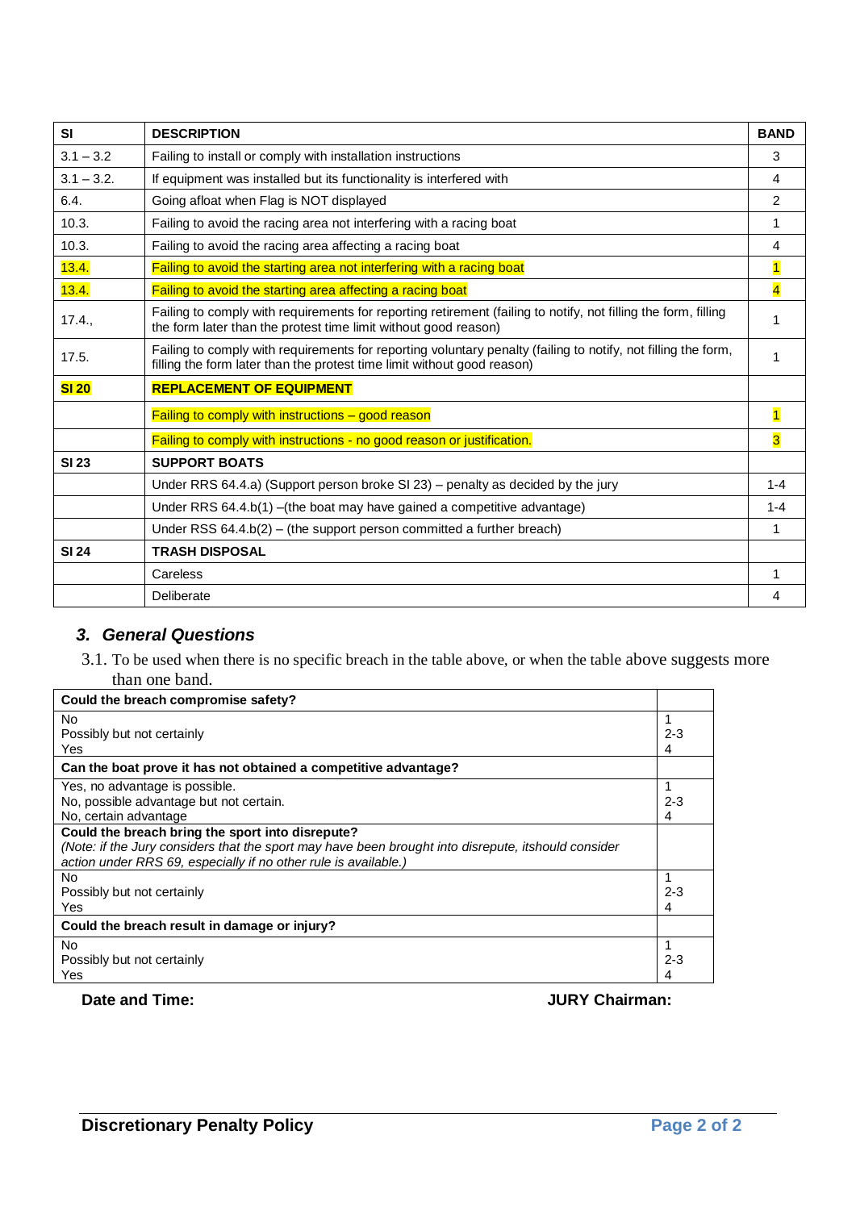| SI | DESCRIPTION | BAND |
|---|---|---|
| 3.1 – 3.2 | Failing to install or comply with installation instructions | 3 |
| 3.1 – 3.2. | If equipment was installed but its functionality is interfered with | 4 |
| 6.4. | Going afloat when Flag is NOT displayed | 2 |
| 10.3. | Failing to avoid the racing area not interfering with a racing boat | 1 |
| 10.3. | Failing to avoid the racing area affecting a racing boat | 4 |
| 13.4. | Failing to avoid the starting area not interfering with a racing boat | 1 |
| 13.4. | Failing to avoid the starting area affecting a racing boat | 4 |
| 17.4., | Failing to comply with requirements for reporting retirement (failing to notify, not filling the form, filling the form later than the protest time limit without good reason) | 1 |
| 17.5. | Failing to comply with requirements for reporting voluntary penalty (failing to notify, not filling the form, filling the form later than the protest time limit without good reason) | 1 |
| **SI 20** | **REPLACEMENT OF EQUIPMENT** | |
| | Failing to comply with instructions – good reason | 1 |
| | Failing to comply with instructions - no good reason or justification. | 3 |
| **SI 23** | **SUPPORT BOATS** | |
| | Under RRS 64.4.a) (Support person broke SI 23) – penalty as decided by the jury | 1-4 |
| | Under RRS 64.4.b(1) –(the boat may have gained a competitive advantage) | 1-4 |
| | Under RSS 64.4.b(2) – (the support person committed a further breach) | 1 |
| **SI 24** | **TRASH DISPOSAL** | |
| | Careless | 1 |
| | Deliberate | 4 |

### *3. General Questions*

3.1. To be used when there is no specific breach in the table above, or when the table above suggests more than one band.

| **Could the breach compromise safety?** | |
|---|---|
| No<br>Possibly but not certainly<br>Yes | 1<br>2-3<br>4 |
| **Can the boat prove it has not obtained a competitive advantage?** | |
| Yes, no advantage is possible.<br>No, possible advantage but not certain.<br>No, certain advantage | 1<br>2-3<br>4 |
| **Could the breach bring the sport into disrepute?**<br>*(Note: if the Jury considers that the sport may have been brought into disrepute, itshould consider action under RRS 69, especially if no other rule is available.)* | |
| No<br>Possibly but not certainly<br>Yes | 1<br>2-3<br>4 |
| **Could the breach result in damage or injury?** | |
| No<br>Possibly but not certainly<br>Yes | 1<br>2-3<br>4 |

**Date and Time:** **JURY Chairman:**